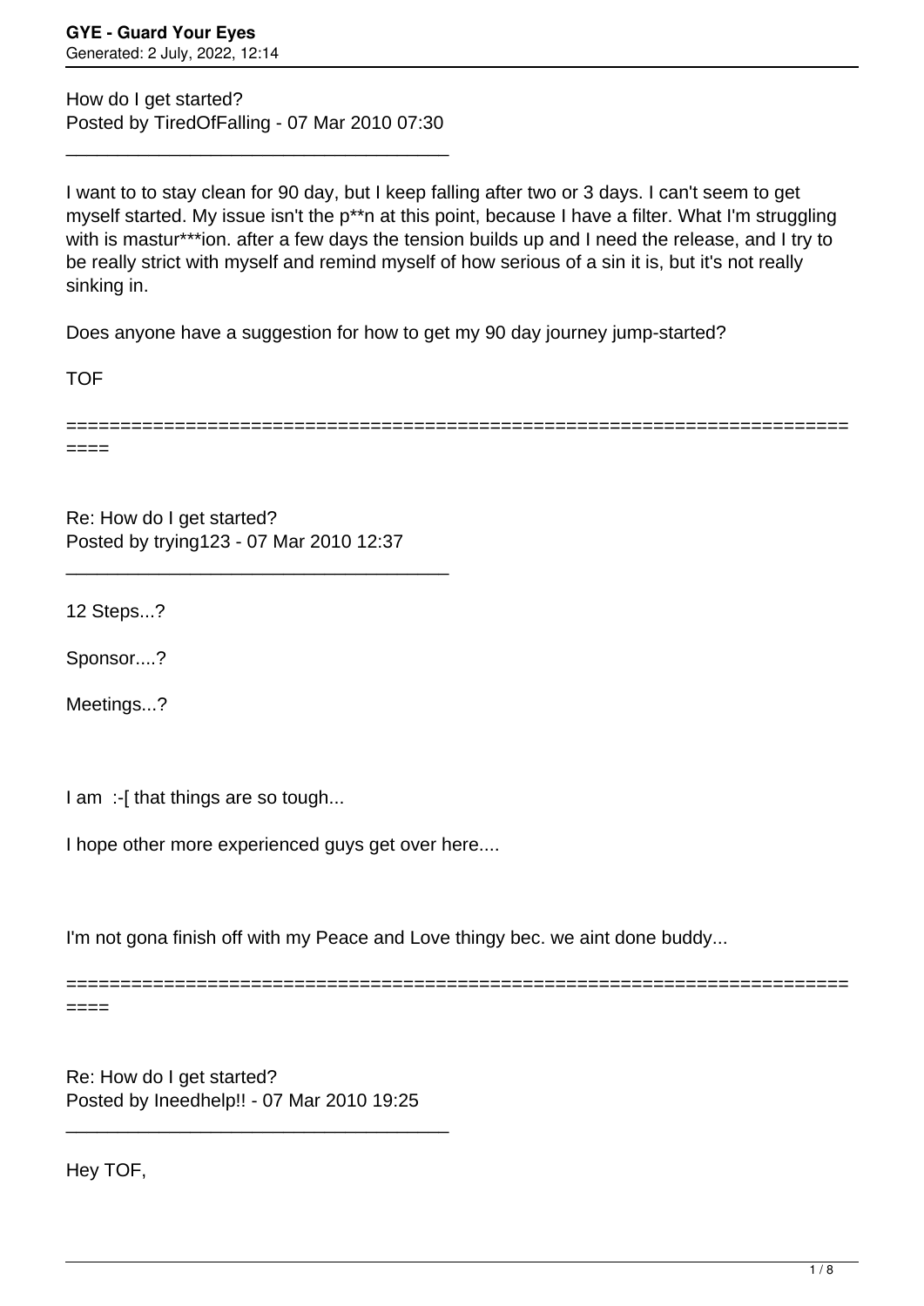How do I get started?
Posted by TiredOfFalling - 07 Mar 2010 07:30

---

I want to to stay clean for 90 day, but I keep falling after two or 3 days. I can't seem to get myself started. My issue isn't the p**n at this point, because I have a filter. What I'm struggling with is mastur***ion. after a few days the tension builds up and I need the release, and I try to be really strict with myself and remind myself of how serious of a sin it is, but it's not really sinking in.

Does anyone have a suggestion for how to get my 90 day journey jump-started?

TOF

========================================================================

Re: How do I get started?
Posted by trying123 - 07 Mar 2010 12:37

---

12 Steps...?

Sponsor....?

Meetings...?

I am :-[ that things are so tough...

I hope other more experienced guys get over here....

I'm not gona finish off with my Peace and Love thingy bec. we aint done buddy...

========================================================================

Re: How do I get started?
Posted by Ineedhelp!! - 07 Mar 2010 19:25

---

Hey TOF,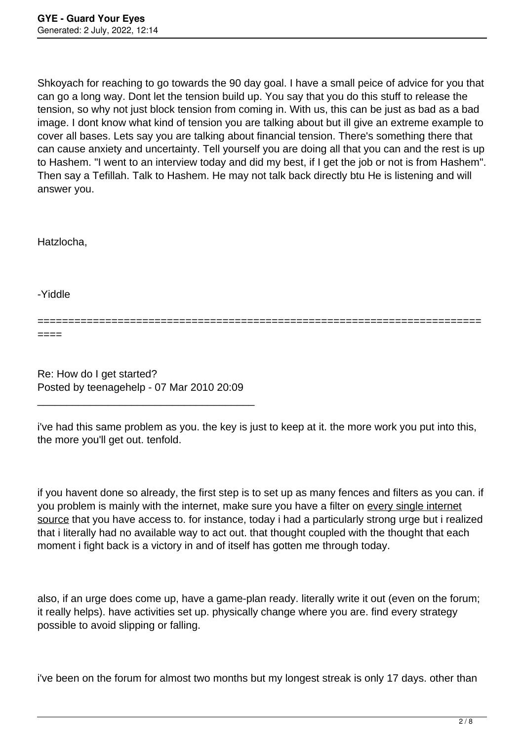Shkoyach for reaching to go towards the 90 day goal. I have a small peice of advice for you that can go a long way. Dont let the tension build up. You say that you do this stuff to release the tension, so why not just block tension from coming in. With us, this can be just as bad as a bad image. I dont know what kind of tension you are talking about but ill give an extreme example to cover all bases. Lets say you are talking about financial tension. There's something there that can cause anxiety and uncertainty. Tell yourself you are doing all that you can and the rest is up to Hashem. "I went to an interview today and did my best, if I get the job or not is from Hashem". Then say a Tefillah. Talk to Hashem. He may not talk back directly btu He is listening and will answer you.

Hatzlocha,

-Yiddle

============================================================================

Re: How do I get started?
Posted by teenagehelp - 07 Mar 2010 20:09

---

i've had this same problem as you. the key is just to keep at it. the more work you put into this, the more you'll get out. tenfold.

if you havent done so already, the first step is to set up as many fences and filters as you can. if you problem is mainly with the internet, make sure you have a filter on <u>every single internet source</u> that you have access to. for instance, today i had a particularly strong urge but i realized that i literally had no available way to act out. that thought coupled with the thought that each moment i fight back is a victory in and of itself has gotten me through today.

also, if an urge does come up, have a game-plan ready. literally write it out (even on the forum; it really helps). have activities set up. physically change where you are. find every strategy possible to avoid slipping or falling.

i've been on the forum for almost two months but my longest streak is only 17 days. other than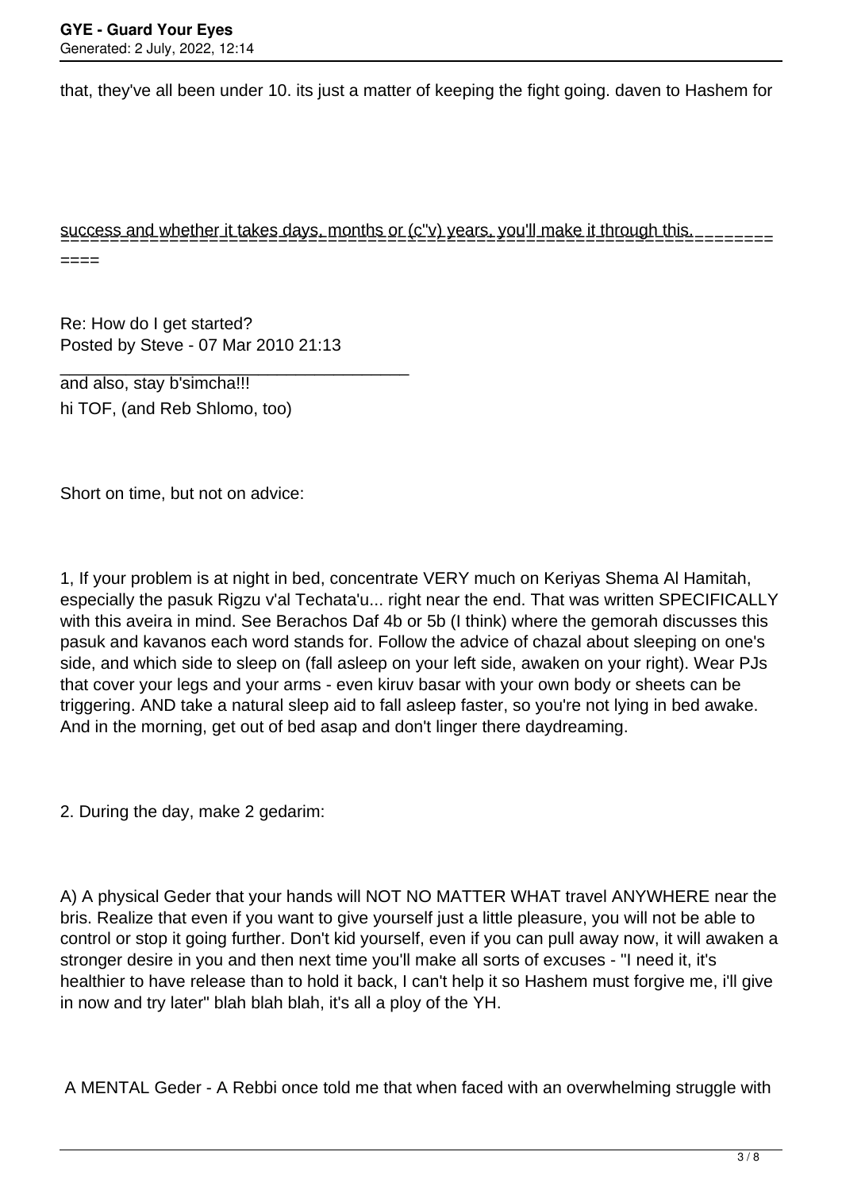that, they've all been under 10. its just a matter of keeping the fight going. daven to Hashem for

success and whether it takes days, months or (c"v) years, you'll make it through this.

---

Re: How do I get started?
Posted by Steve - 07 Mar 2010 21:13

---

and also, stay b'simcha!!!
hi TOF, (and Reb Shlomo, too)

Short on time, but not on advice:

1, If your problem is at night in bed, concentrate VERY much on Keriyas Shema Al Hamitah, especially the pasuk Rigzu v'al Techata'u... right near the end. That was written SPECIFICALLY with this aveira in mind. See Berachos Daf 4b or 5b (I think) where the gemorah discusses this pasuk and kavanos each word stands for. Follow the advice of chazal about sleeping on one's side, and which side to sleep on (fall asleep on your left side, awaken on your right). Wear PJs that cover your legs and your arms - even kiruv basar with your own body or sheets can be triggering. AND take a natural sleep aid to fall asleep faster, so you're not lying in bed awake. And in the morning, get out of bed asap and don't linger there daydreaming.

2. During the day, make 2 gedarim:

A) A physical Geder that your hands will NOT NO MATTER WHAT travel ANYWHERE near the bris. Realize that even if you want to give yourself just a little pleasure, you will not be able to control or stop it going further. Don't kid yourself, even if you can pull away now, it will awaken a stronger desire in you and then next time you'll make all sorts of excuses - "I need it, it's healthier to have release than to hold it back, I can't help it so Hashem must forgive me, i'll give in now and try later" blah blah blah, it's all a ploy of the YH.

A MENTAL Geder - A Rebbi once told me that when faced with an overwhelming struggle with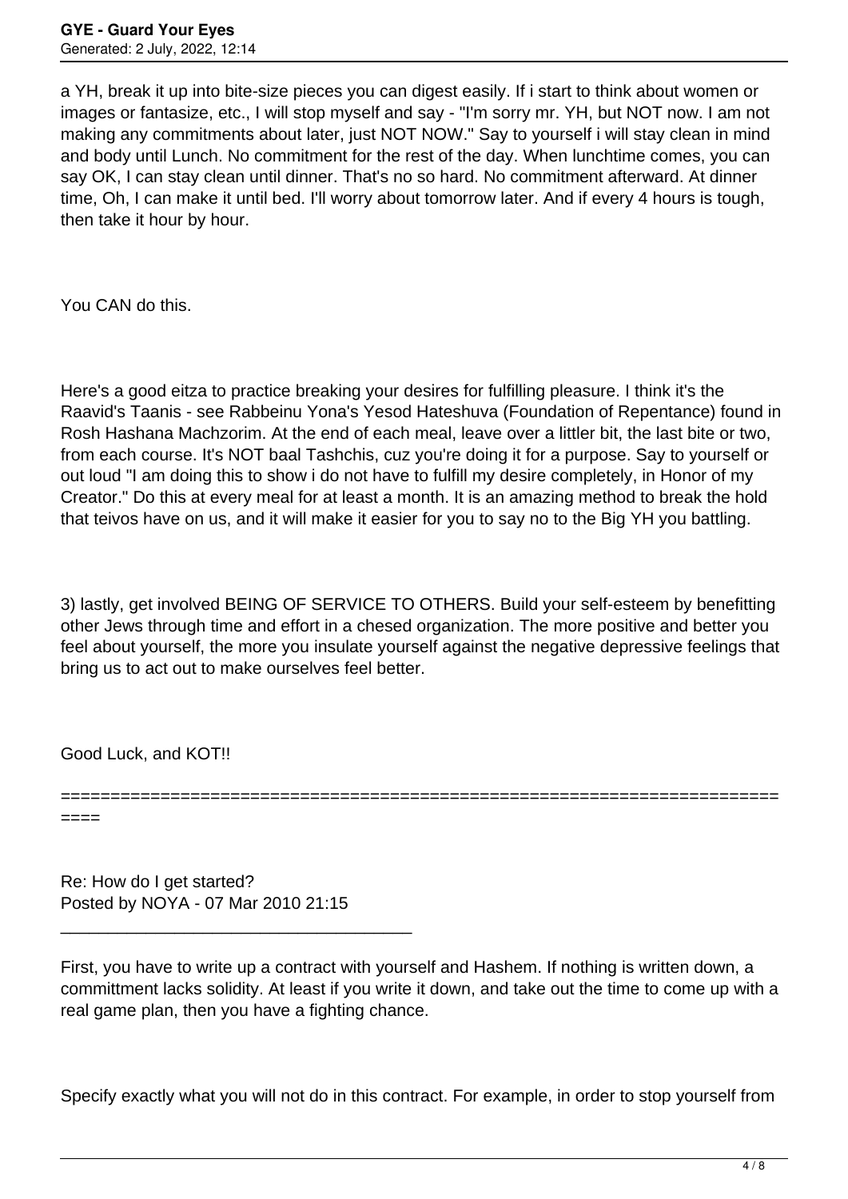a YH, break it up into bite-size pieces you can digest easily. If i start to think about women or images or fantasize, etc., I will stop myself and say - "I'm sorry mr. YH, but NOT now. I am not making any commitments about later, just NOT NOW." Say to yourself i will stay clean in mind and body until Lunch. No commitment for the rest of the day. When lunchtime comes, you can say OK, I can stay clean until dinner. That's no so hard. No commitment afterward. At dinner time, Oh, I can make it until bed. I'll worry about tomorrow later. And if every 4 hours is tough, then take it hour by hour.

You CAN do this.

Here's a good eitza to practice breaking your desires for fulfilling pleasure. I think it's the Raavid's Taanis - see Rabbeinu Yona's Yesod Hateshuva (Foundation of Repentance) found in Rosh Hashana Machzorim. At the end of each meal, leave over a littler bit, the last bite or two, from each course. It's NOT baal Tashchis, cuz you're doing it for a purpose. Say to yourself or out loud "I am doing this to show i do not have to fulfill my desire completely, in Honor of my Creator." Do this at every meal for at least a month. It is an amazing method to break the hold that teivos have on us, and it will make it easier for you to say no to the Big YH you battling.

3) lastly, get involved BEING OF SERVICE TO OTHERS. Build your self-esteem by benefitting other Jews through time and effort in a chesed organization. The more positive and better you feel about yourself, the more you insulate yourself against the negative depressive feelings that bring us to act out to make ourselves feel better.

Good Luck, and KOT!!

============================================================================

Re: How do I get started?
Posted by NOYA - 07 Mar 2010 21:15

_____________________________________

First, you have to write up a contract with yourself and Hashem. If nothing is written down, a committment lacks solidity. At least if you write it down, and take out the time to come up with a real game plan, then you have a fighting chance.

Specify exactly what you will not do in this contract. For example, in order to stop yourself from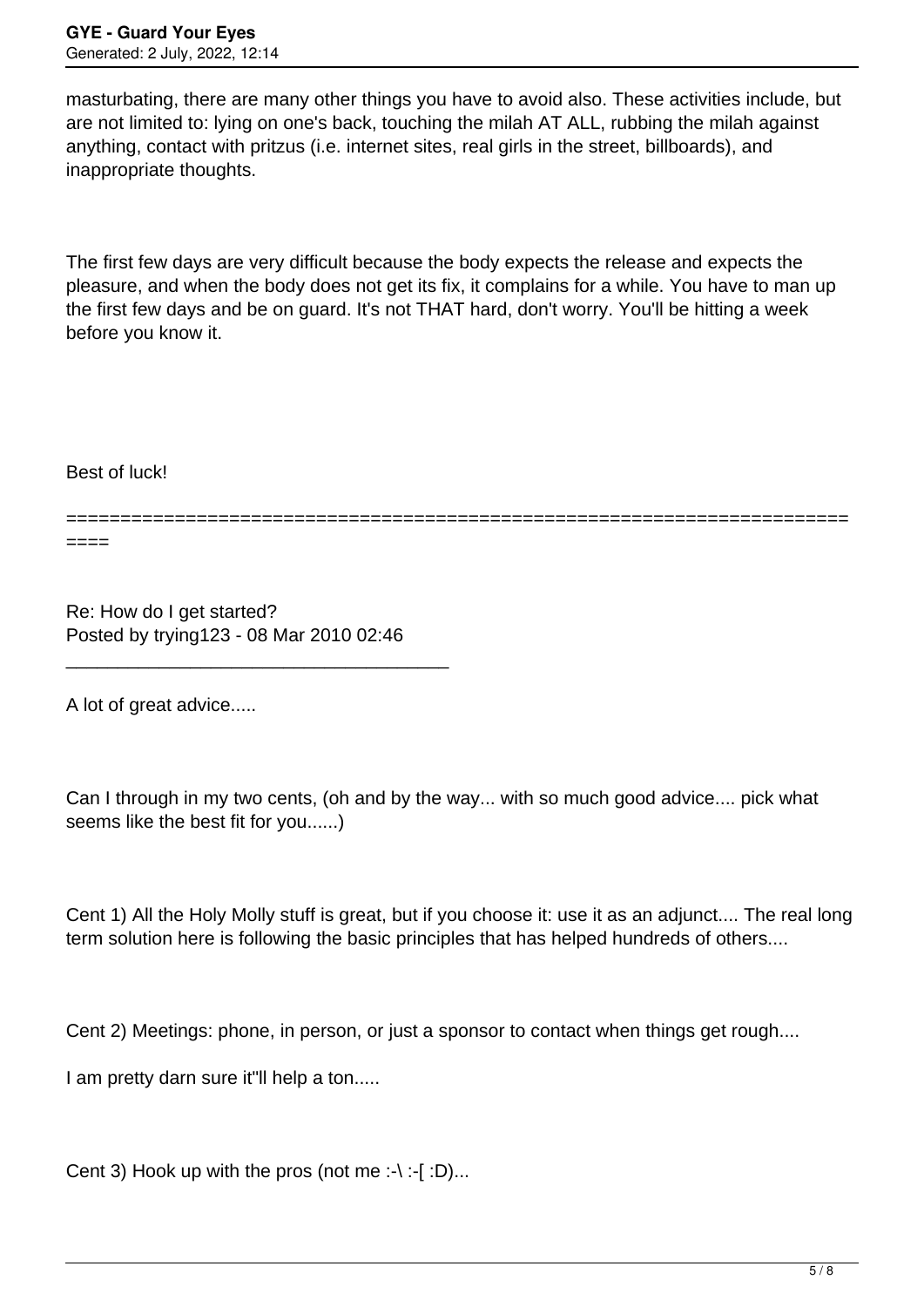masturbating, there are many other things you have to avoid also. These activities include, but are not limited to: lying on one's back, touching the milah AT ALL, rubbing the milah against anything, contact with pritzus (i.e. internet sites, real girls in the street, billboards), and inappropriate thoughts.

The first few days are very difficult because the body expects the release and expects the pleasure, and when the body does not get its fix, it complains for a while. You have to man up the first few days and be on guard. It's not THAT hard, don't worry. You'll be hitting a week before you know it.

Best of luck!

========================================================================

Re: How do I get started?
Posted by trying123 - 08 Mar 2010 02:46

---

A lot of great advice.....

Can I through in my two cents, (oh and by the way... with so much good advice.... pick what seems like the best fit for you......)

Cent 1) All the Holy Molly stuff is great, but if you choose it: use it as an adjunct.... The real long term solution here is following the basic principles that has helped hundreds of others....

Cent 2) Meetings: phone, in person, or just a sponsor to contact when things get rough....

I am pretty darn sure it"ll help a ton.....

Cent 3) Hook up with the pros (not me :-\ :-[ :D)...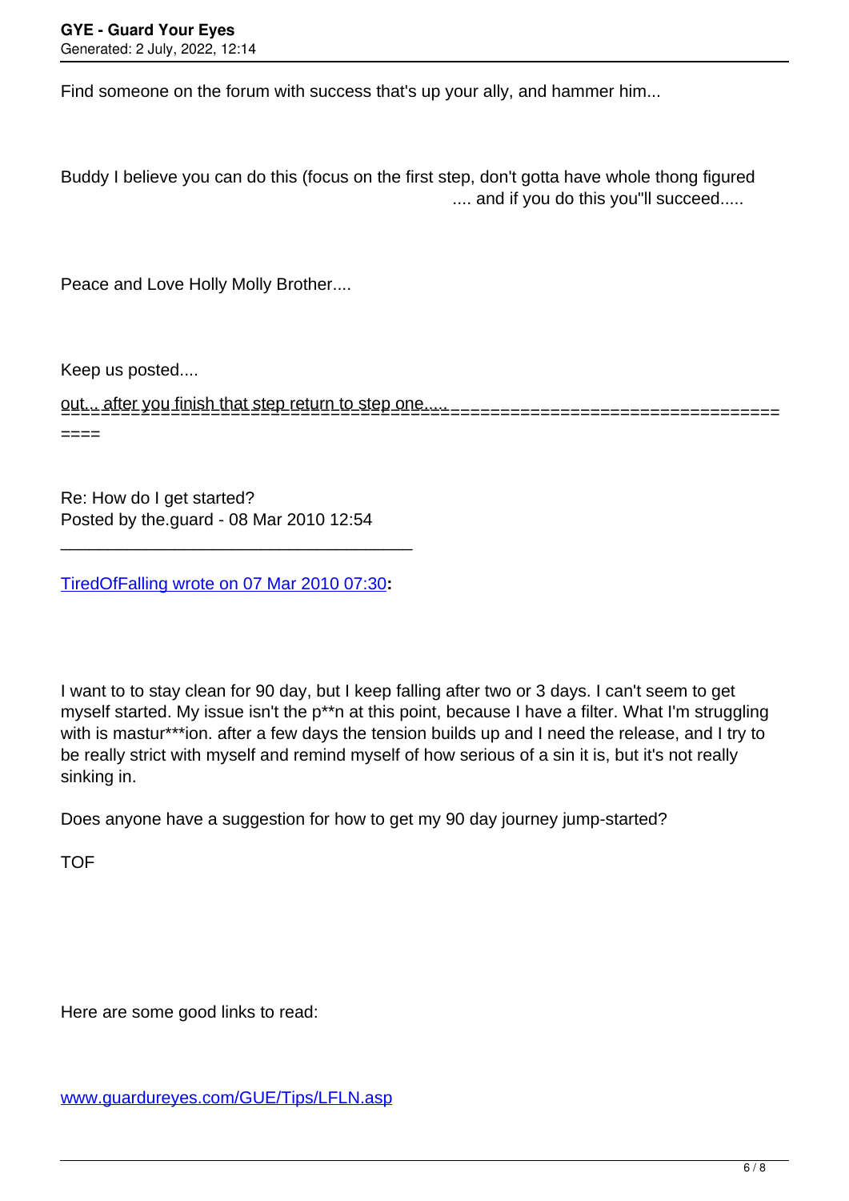Find someone on the forum with success that's up your ally, and hammer him...

Buddy I believe you can do this (focus on the first step, don't gotta have whole thong figured out... after you finish that step return to step one..... .... and if you do this you"ll succeed.....

Peace and Love Holly Molly Brother....

Keep us posted....

---

Re: How do I get started?
Posted by the.guard - 08 Mar 2010 12:54

---

TiredOfFalling wrote on 07 Mar 2010 07:30**:**

I want to to stay clean for 90 day, but I keep falling after two or 3 days. I can't seem to get myself started. My issue isn't the p**n at this point, because I have a filter. What I'm struggling with is mastur***ion. after a few days the tension builds up and I need the release, and I try to be really strict with myself and remind myself of how serious of a sin it is, but it's not really sinking in.

Does anyone have a suggestion for how to get my 90 day journey jump-started?

TOF

Here are some good links to read:

www.guardureyes.com/GUE/Tips/LFLN.asp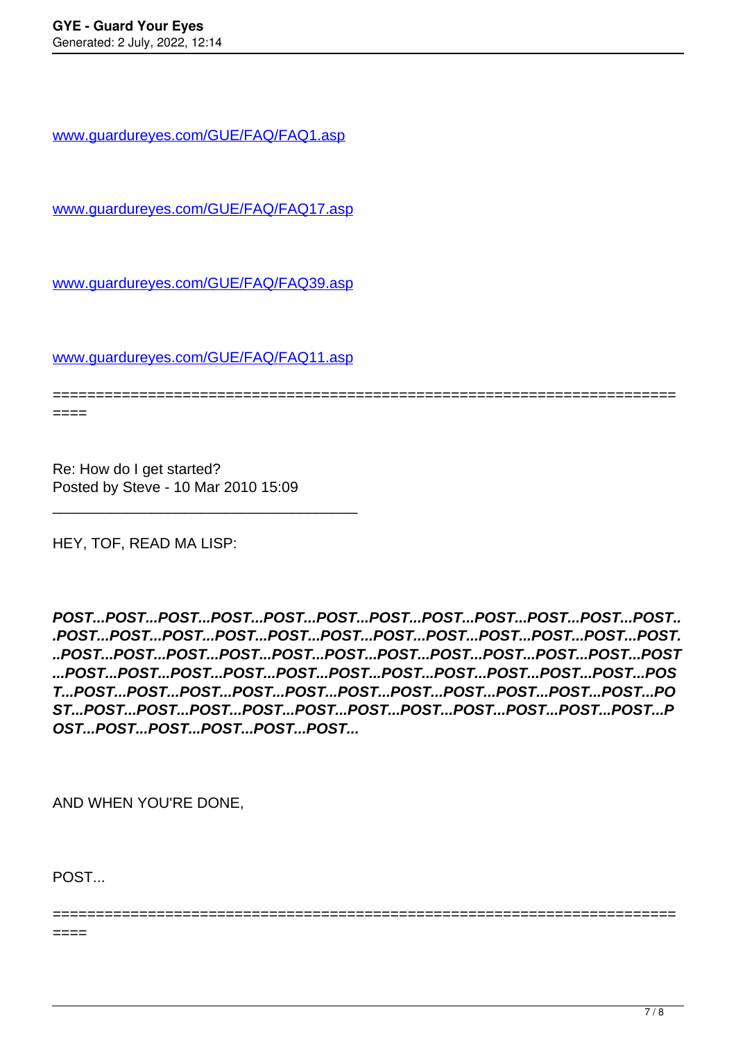www.guardureyes.com/GUE/FAQ/FAQ1.asp

www.guardureyes.com/GUE/FAQ/FAQ17.asp

www.guardureyes.com/GUE/FAQ/FAQ39.asp

www.guardureyes.com/GUE/FAQ/FAQ11.asp

============================================================================

Re: How do I get started?
Posted by Steve - 10 Mar 2010 15:09

---

HEY, TOF, READ MA LISP:

***POST...POST...POST...POST...POST...POST...POST...POST...POST...POST...POST...POST...POST...POST...POST...POST...POST...POST...POST...POST...POST...POST...POST...POST...POST...POST...POST...POST...POST...POST...POST...POST...POST...POST...POST...POST...POST...POST...POST...POST...POST...POST...POST...POST...POST...POST...POST...POST...POST...POST...POST...POST...POST...POST...POST...POST...POST...POST...POST...POST...POST...POST...POST...POST...POST...POST...POST...POST...POST...POST...POST...POST...POST...POST...POST...POST...POST...***

AND WHEN YOU'RE DONE,

POST...

============================================================================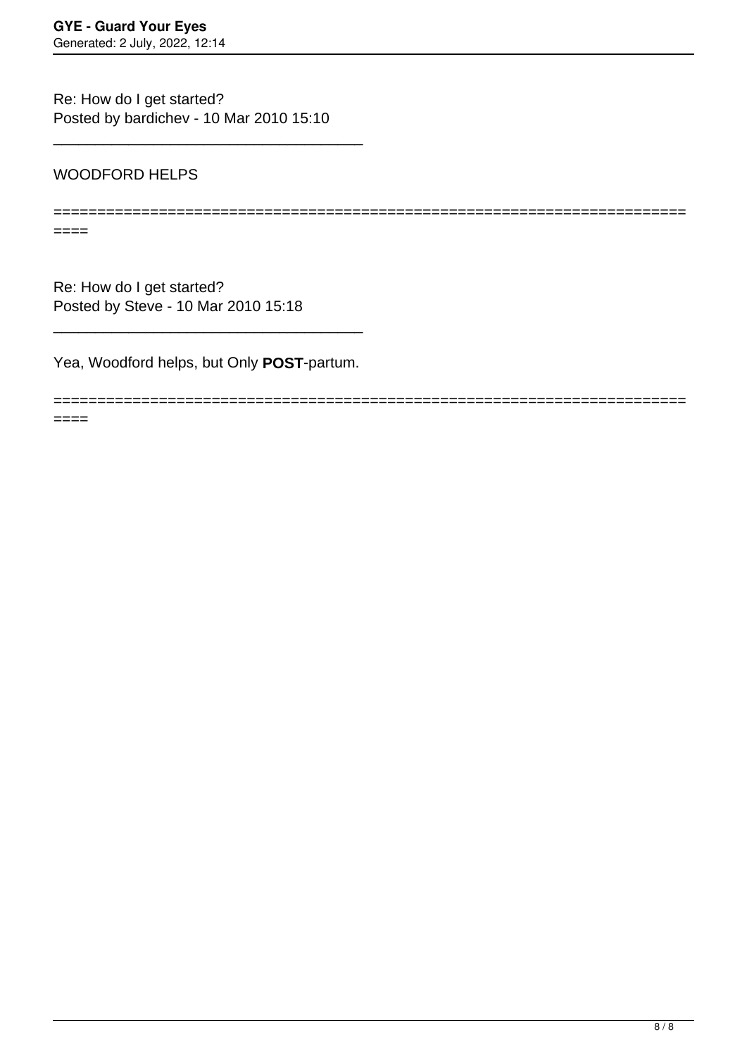Re: How do I get started?
Posted by bardichev - 10 Mar 2010 15:10

---

WOODFORD HELPS

---

Re: How do I get started?
Posted by Steve - 10 Mar 2010 15:18

---

Yea, Woodford helps, but Only **POST**-partum.

---